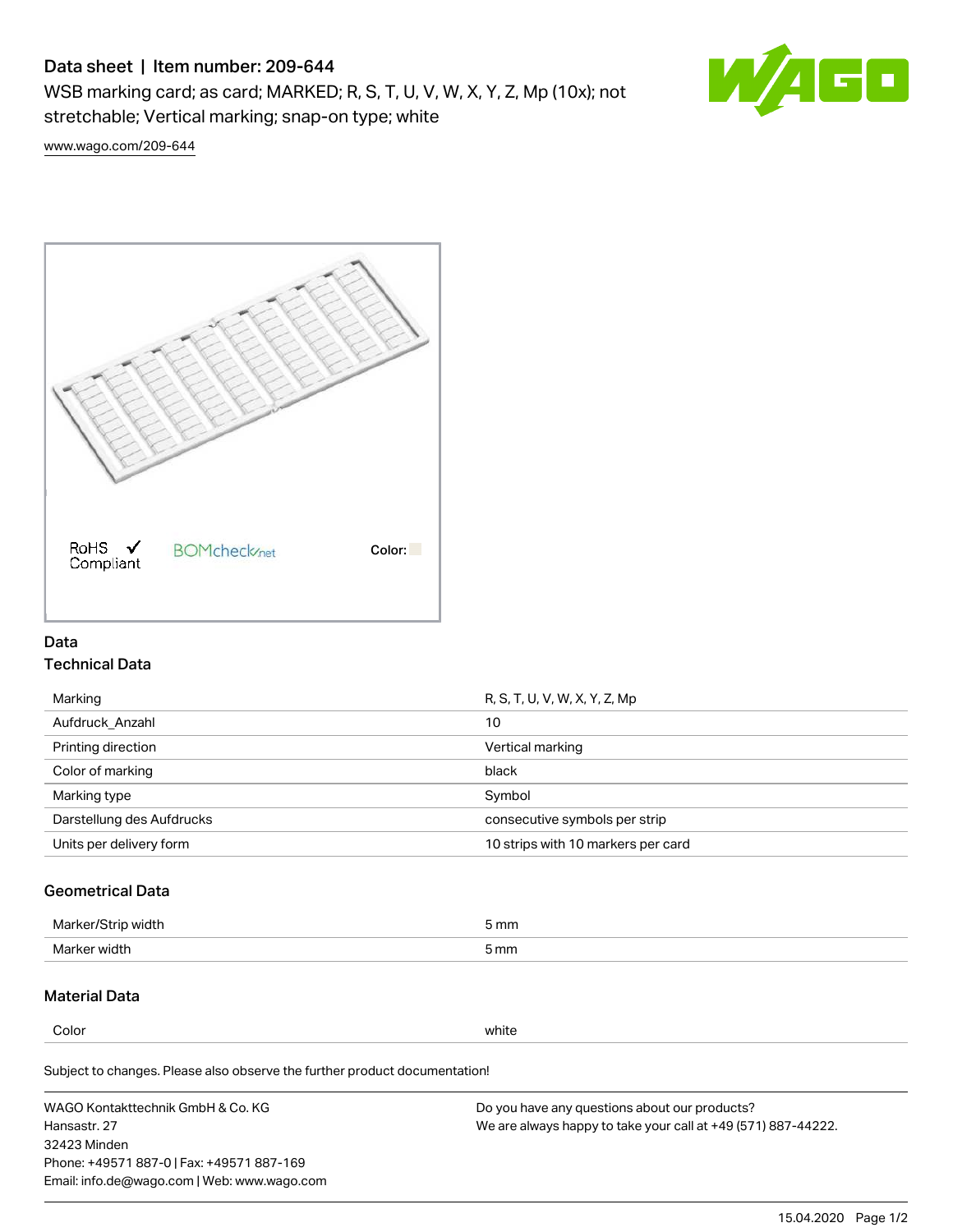# Data sheet | Item number: 209-644

WSB marking card; as card; MARKED; R, S, T, U, V, W, X, Y, Z, Mp (10x); not stretchable; Vertical marking; snap-on type; white

www.wago.com/209-644

RoHS Compliant

BOMcheck.net

Color:

## Data

### Technical Data

| | |
|---|---|
| Marking | R, S, T, U, V, W, X, Y, Z, Mp |
| Aufdruck_Anzahl | 10 |
| Printing direction | Vertical marking |
| Color of marking | black |
| Marking type | Symbol |
| Darstellung des Aufdrucks | consecutive symbols per strip |
| Units per delivery form | 10 strips with 10 markers per card |

### Geometrical Data

| | |
|---|---|
| Marker/Strip width | 5 mm |
| Marker width | 5 mm |

### Material Data

| | |
|---|---|
| Color | white |

Subject to changes. Please also observe the further product documentation!

WAGO Kontakttechnik GmbH & Co. KG
Hansastr. 27
32423 Minden
Phone: +49571 887-0 | Fax: +49571 887-169
Email: info.de@wago.com | Web: www.wago.com

Do you have any questions about our products?
We are always happy to take your call at +49 (571) 887-44222.

15.04.2020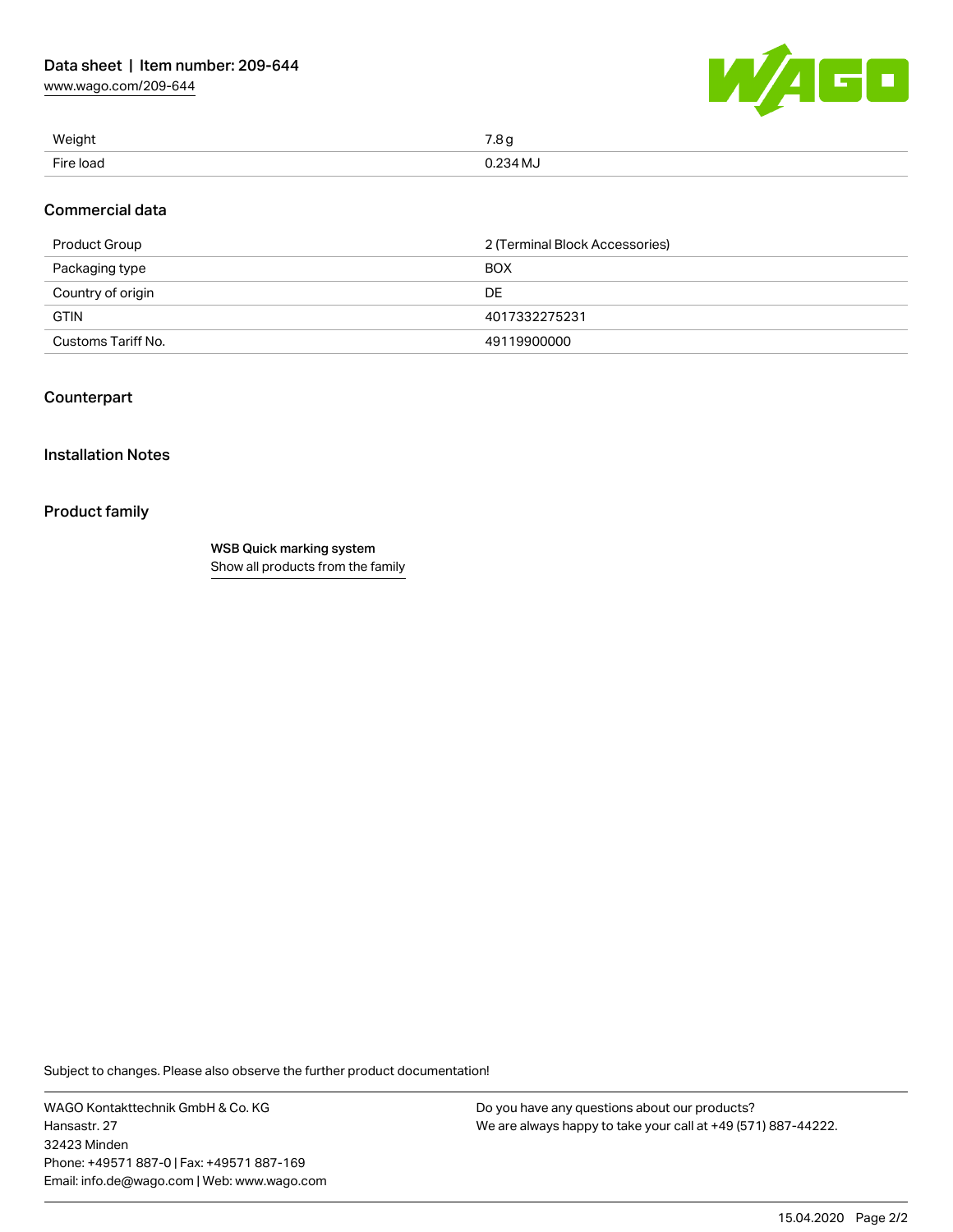| | |
|---|---|
| Weight | 7.8 g |
| Fire load | 0.234 MJ |

## Commercial data

| | |
|---|---|
| Product Group | 2 (Terminal Block Accessories) |
| Packaging type | BOX |
| Country of origin | DE |
| GTIN | 4017332275231 |
| Customs Tariff No. | 49119900000 |

## Counterpart

## Installation Notes

## Product family

**WSB Quick marking system**
Show all products from the family

Subject to changes. Please also observe the further product documentation!

WAGO Kontakttechnik GmbH & Co. KG
Hansastr. 27
32423 Minden
Phone: +49571 887-0 | Fax: +49571 887-169
Email: info.de@wago.com | Web: www.wago.com

Do you have any questions about our products?
We are always happy to take your call at +49 (571) 887-44222.

15.04.2020